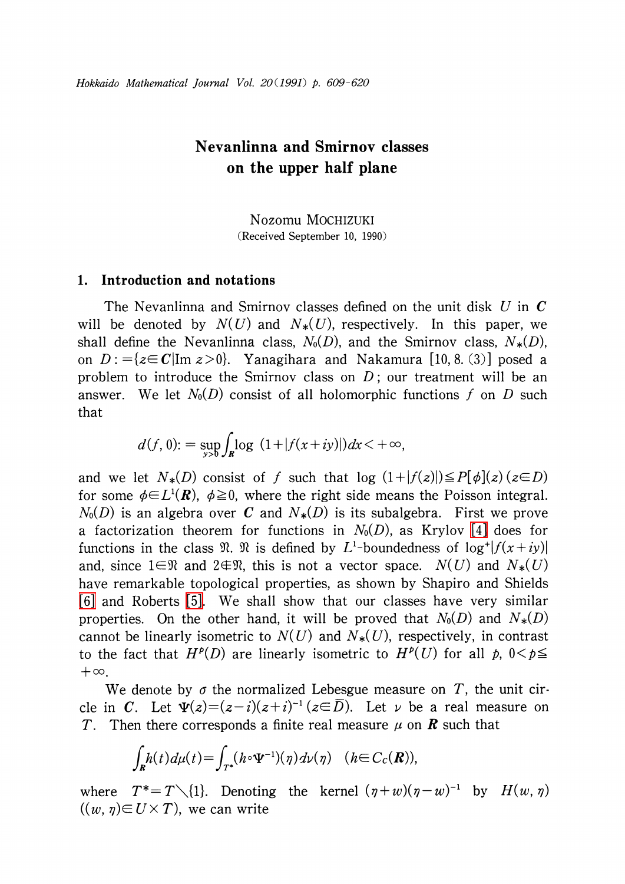# Nevanlinna and Smirnov classes on the upper half plane

Nozomu MOCHIZUKI

(Received September 10, 1990)

## 1. Introduction and notations

The Nevanlinna and Smirnov classes defined on the unit disk $U$ in $\boldsymbol{C}$ will be denoted by $N(U)$ and $N_*(U)$, respectively. In this paper, we shall define the Nevanlinna class, $N_0(D)$, and the Smirnov class, $N_*(D)$, on $D := \{z \in \boldsymbol{C} | \operatorname{Im} z > 0\}$. Yanagihara and Nakamura [10, 8. (3)] posed a problem to introduce the Smirnov class on $D$; our treatment will be an answer. We let $N_0(D)$ consist of all holomorphic functions $f$ on $D$ such that

$$d(f, 0) := \sup_{y>0} \int_{\boldsymbol{R}} \log\,(1+|f(x+iy)|)dx < +\infty,$$

and we let $N_*(D)$ consist of $f$ such that $\log\,(1+|f(z)|) \leqq P[\phi](z)\ (z \in D)$ for some $\phi \in L^1(\boldsymbol{R})$, $\phi \geqq 0$, where the right side means the Poisson integral. $N_0(D)$ is an algebra over $\boldsymbol{C}$ and $N_*(D)$ is its subalgebra. First we prove a factorization theorem for functions in $N_0(D)$, as Krylov [4] does for functions in the class $\mathfrak{N}$. $\mathfrak{N}$ is defined by $L^1$-boundedness of $\log^+|f(x+iy)|$ and, since $1 \in \mathfrak{N}$ and $2 \notin \mathfrak{N}$, this is not a vector space. $N(U)$ and $N_*(U)$ have remarkable topological properties, as shown by Shapiro and Shields [6] and Roberts [5]. We shall show that our classes have very similar properties. On the other hand, it will be proved that $N_0(D)$ and $N_*(D)$ cannot be linearly isometric to $N(U)$ and $N_*(U)$, respectively, in contrast to the fact that $H^p(D)$ are linearly isometric to $H^p(U)$ for all $p$, $0 < p \leqq +\infty$.

We denote by $\sigma$ the normalized Lebesgue measure on $T$, the unit circle in $\boldsymbol{C}$. Let $\Psi(z) = (z-i)(z+i)^{-1}\ (z \in \bar{D})$. Let $\nu$ be a real measure on $T$. Then there corresponds a finite real measure $\mu$ on $\boldsymbol{R}$ such that

$$\int_{\boldsymbol{R}} h(t)d\mu(t) = \int_{T^*} (h \circ \Psi^{-1})(\eta)d\nu(\eta) \quad (h \in C_c(\boldsymbol{R})),$$

where $T^* = T \setminus \{1\}$. Denoting the kernel $(\eta+w)(\eta-w)^{-1}$ by $H(w, \eta)$ $((w, \eta) \in U \times T)$, we can write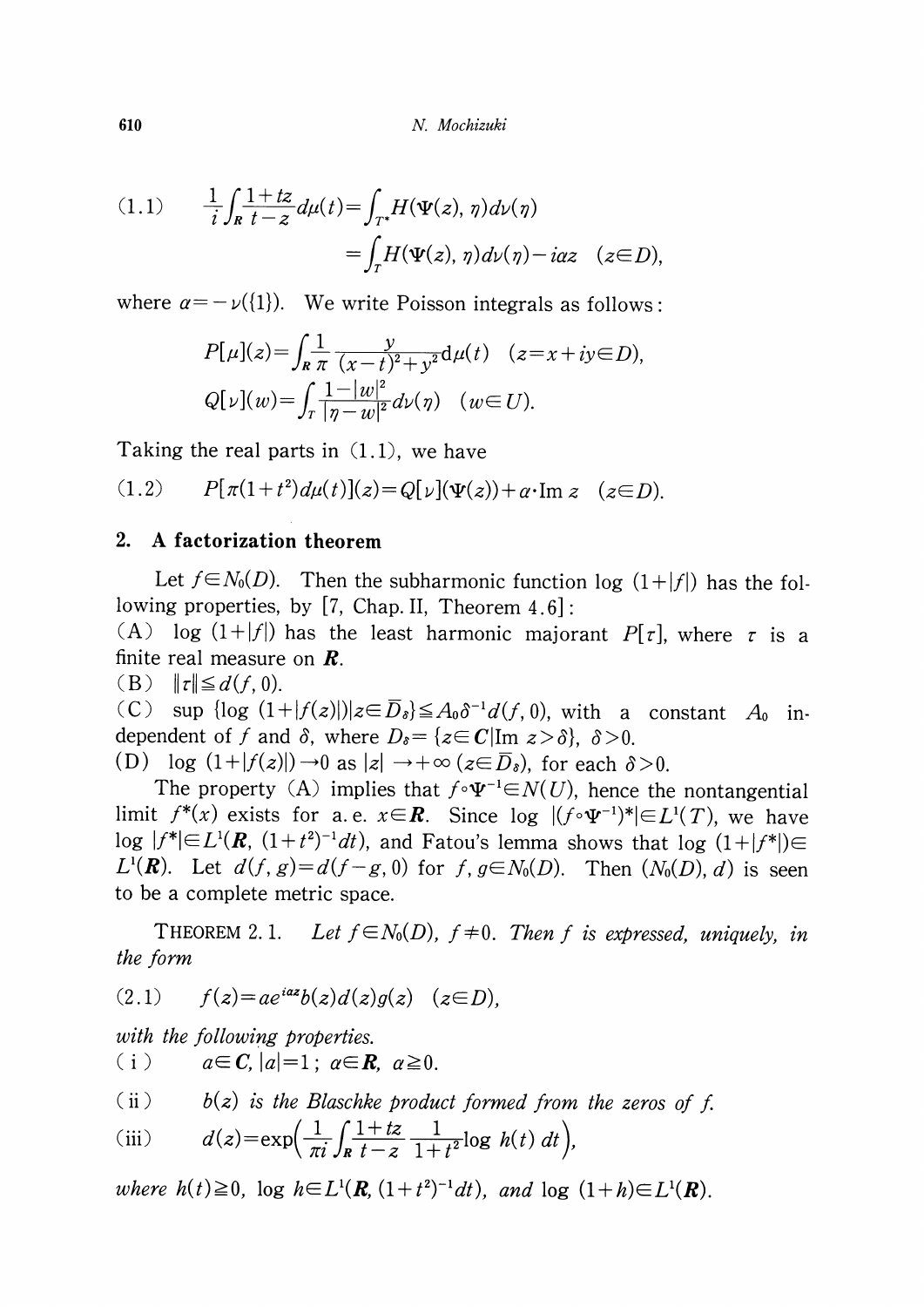$$(1.1)\qquad \frac{1}{i}\int_{\boldsymbol{R}}\frac{1+tz}{t-z}d\mu(t)=\int_{T^*}H(\Psi(z),\eta)d\nu(\eta)$$

$$=\int_{T}H(\Psi(z),\eta)d\nu(\eta)-i\alpha z\quad (z\in D),$$

where $\alpha=-\nu(\{1\})$. We write Poisson integrals as follows:

$$P[\mu](z)=\int_{\boldsymbol{R}}\frac{1}{\pi}\frac{y}{(x-t)^2+y^2}d\mu(t)\quad (z=x+iy\in D),$$

$$Q[\nu](w)=\int_{T}\frac{1-|w|^2}{|\eta-w|^2}d\nu(\eta)\quad (w\in U).$$

Taking the real parts in (1.1), we have

$$(1.2)\qquad P[\pi(1+t^2)d\mu(t)](z)=Q[\nu](\Psi(z))+\alpha\cdot\operatorname{Im} z\quad (z\in D).$$

## 2. A factorization theorem

Let $f\in N_0(D)$. Then the subharmonic function $\log(1+|f|)$ has the following properties, by [7, Chap. II, Theorem 4.6]:

(A) $\log(1+|f|)$ has the least harmonic majorant $P[\tau]$, where $\tau$ is a finite real measure on $\boldsymbol{R}$.

(B) $\|\tau\|\leqq d(f,0)$.

(C) $\sup\{\log(1+|f(z)|)|z\in\bar{D}_\delta\}\leqq A_0\delta^{-1}d(f,0)$, with a constant $A_0$ independent of $f$ and $\delta$, where $D_\delta=\{z\in\boldsymbol{C}|\operatorname{Im} z>\delta\}$, $\delta>0$.

(D) $\log(1+|f(z)|)\to 0$ as $|z|\to+\infty$ $(z\in\bar{D}_\delta)$, for each $\delta>0$.

The property (A) implies that $f\circ\Psi^{-1}\in N(U)$, hence the nontangential limit $f^*(x)$ exists for a.e. $x\in\boldsymbol{R}$. Since $\log|(f\circ\Psi^{-1})^*|\in L^1(T)$, we have $\log|f^*|\in L^1(\boldsymbol{R},(1+t^2)^{-1}dt)$, and Fatou's lemma shows that $\log(1+|f^*|)\in L^1(\boldsymbol{R})$. Let $d(f,g)=d(f-g,0)$ for $f,g\in N_0(D)$. Then $(N_0(D),d)$ is seen to be a complete metric space.

THEOREM 2.1. *Let $f\in N_0(D)$, $f\neq 0$. Then $f$ is expressed, uniquely, in the form*

$$(2.1)\qquad f(z)=ae^{i\alpha z}b(z)d(z)g(z)\quad (z\in D),$$

*with the following properties.*

(i) $\quad a\in\boldsymbol{C},\ |a|=1;\ \alpha\in\boldsymbol{R},\ \alpha\geqq 0.$

(ii) $\quad$ *$b(z)$ is the Blaschke product formed from the zeros of $f$.*

(iii) $\quad d(z)=\exp\left(\dfrac{1}{\pi i}\displaystyle\int_{\boldsymbol{R}}\frac{1+tz}{t-z}\,\frac{1}{1+t^2}\log h(t)\,dt\right),$

*where $h(t)\geqq 0$, $\log h\in L^1(\boldsymbol{R},(1+t^2)^{-1}dt)$, and $\log(1+h)\in L^1(\boldsymbol{R})$.*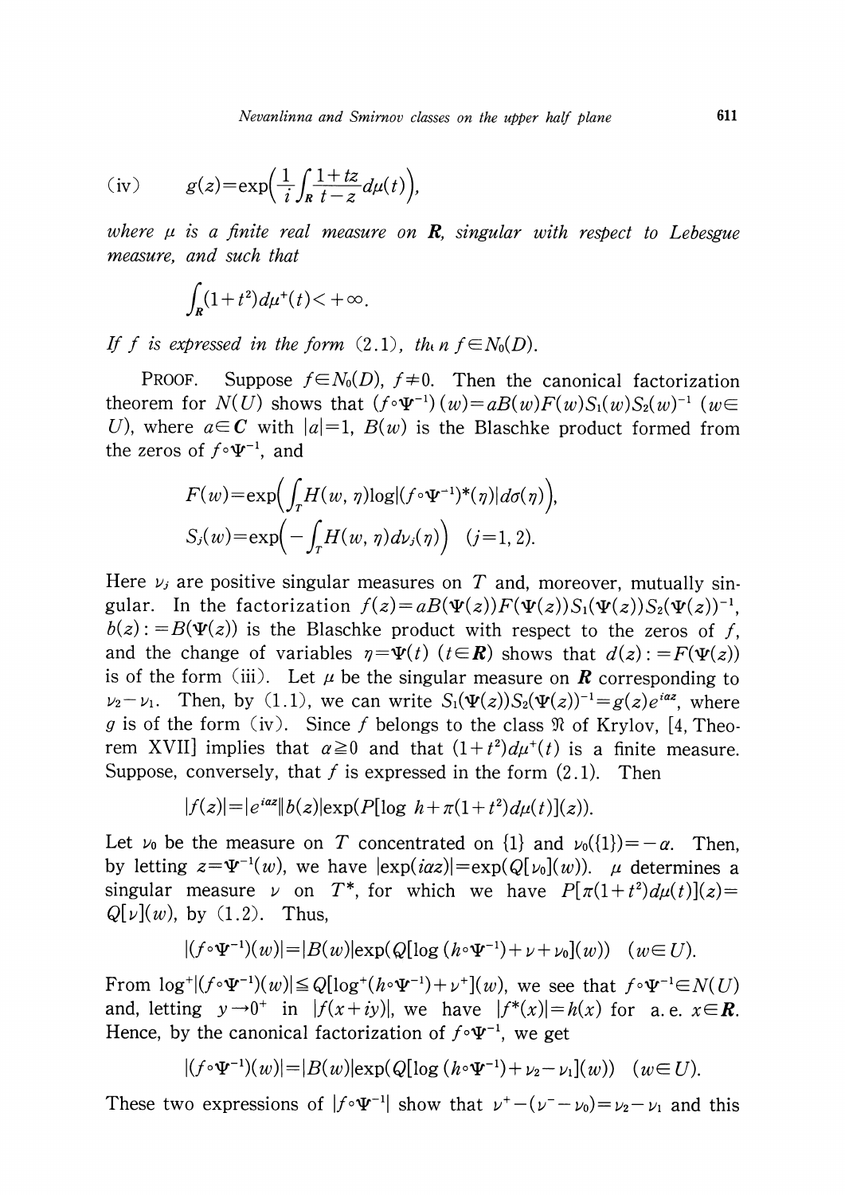(iv) $$g(z)=\exp\Big(\frac{1}{i}\int_{\boldsymbol{R}}\frac{1+tz}{t-z}d\mu(t)\Big),$$

*where $\mu$ is a finite real measure on $\boldsymbol{R}$, singular with respect to Lebesgue measure, and such that*

$$\int_{\boldsymbol{R}}(1+t^2)d\mu^+(t)<+\infty.$$

*If $f$ is expressed in the form (2.1), then $f\in N_0(D)$.*

PROOF. Suppose $f\in N_0(D)$, $f\neq 0$. Then the canonical factorization theorem for $N(U)$ shows that $(f\circ\Psi^{-1})(w)=aB(w)F(w)S_1(w)S_2(w)^{-1}$ ($w\in U$), where $a\in \boldsymbol{C}$ with $|a|=1$, $B(w)$ is the Blaschke product formed from the zeros of $f\circ\Psi^{-1}$, and

$$F(w)=\exp\Big(\int_T H(w,\eta)\log|(f\circ\Psi^{-1})^*(\eta)|d\sigma(\eta)\Big),$$
$$S_j(w)=\exp\Big(-\int_T H(w,\eta)d\nu_j(\eta)\Big)\quad (j=1,2).$$

Here $\nu_j$ are positive singular measures on $T$ and, moreover, mutually singular. In the factorization $f(z)=aB(\Psi(z))F(\Psi(z))S_1(\Psi(z))S_2(\Psi(z))^{-1}$, $b(z):=B(\Psi(z))$ is the Blaschke product with respect to the zeros of $f$, and the change of variables $\eta=\Psi(t)$ ($t\in\boldsymbol{R}$) shows that $d(z):=F(\Psi(z))$ is of the form (iii). Let $\mu$ be the singular measure on $\boldsymbol{R}$ corresponding to $\nu_2-\nu_1$. Then, by (1.1), we can write $S_1(\Psi(z))S_2(\Psi(z))^{-1}=g(z)e^{i\alpha z}$, where $g$ is of the form (iv). Since $f$ belongs to the class $\mathfrak{N}$ of Krylov, [4, Theorem XVII] implies that $\alpha\geqq 0$ and that $(1+t^2)d\mu^+(t)$ is a finite measure. Suppose, conversely, that $f$ is expressed in the form (2.1). Then

$$|f(z)|=|e^{i\alpha z}||b(z)|\exp(P[\log h+\pi(1+t^2)d\mu(t)](z)).$$

Let $\nu_0$ be the measure on $T$ concentrated on $\{1\}$ and $\nu_0(\{1\})=-\alpha$. Then, by letting $z=\Psi^{-1}(w)$, we have $|\exp(i\alpha z)|=\exp(Q[\nu_0](w))$. $\mu$ determines a singular measure $\nu$ on $T^*$, for which we have $P[\pi(1+t^2)d\mu(t)](z)=Q[\nu](w)$, by (1.2). Thus,

$$|(f\circ\Psi^{-1})(w)|=|B(w)|\exp(Q[\log(h\circ\Psi^{-1})+\nu+\nu_0](w))\quad (w\in U).$$

From $\log^+|(f\circ\Psi^{-1})(w)|\leqq Q[\log^+(h\circ\Psi^{-1})+\nu^+](w)$, we see that $f\circ\Psi^{-1}\in N(U)$ and, letting $y\to 0^+$ in $|f(x+iy)|$, we have $|f^*(x)|=h(x)$ for a.e. $x\in\boldsymbol{R}$. Hence, by the canonical factorization of $f\circ\Psi^{-1}$, we get

$$|(f\circ\Psi^{-1})(w)|=|B(w)|\exp(Q[\log(h\circ\Psi^{-1})+\nu_2-\nu_1](w))\quad (w\in U).$$

These two expressions of $|f\circ\Psi^{-1}|$ show that $\nu^+-(\nu^--\nu_0)=\nu_2-\nu_1$ and this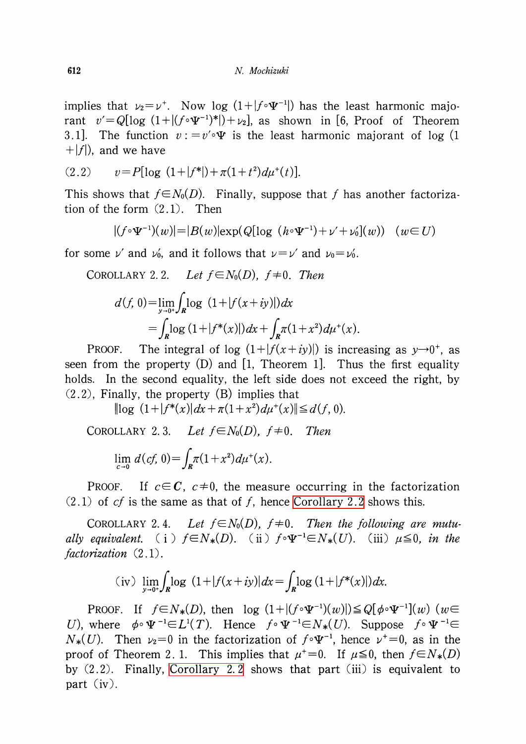implies that $\nu_2 = \nu^+$. Now $\log(1+|f\circ\Psi^{-1}|)$ has the least harmonic majorant $v' = Q[\log(1+|(f\circ\Psi^{-1})^*|)+\nu_2]$, as shown in [6, Proof of Theorem 3.1]. The function $v := v'\circ\Psi$ is the least harmonic majorant of $\log(1+|f|)$, and we have

$$(2.2)\qquad v = P[\log(1+|f^*|)+\pi(1+t^2)d\mu^+(t)].$$

This shows that $f\in N_0(D)$. Finally, suppose that $f$ has another factorization of the form (2.1). Then

$$|(f\circ\Psi^{-1})(w)| = |B(w)|\exp(Q[\log(h\circ\Psi^{-1})+\nu'+\nu_0'](w)) \quad (w\in U)$$

for some $\nu'$ and $\nu_0'$, and it follows that $\nu=\nu'$ and $\nu_0=\nu_0'$.

COROLLARY 2.2. *Let $f\in N_0(D)$, $f\neq 0$. Then*

$$\begin{aligned} d(f,0) &= \lim_{y\to 0^+}\int_{\boldsymbol{R}}\log(1+|f(x+iy)|)dx \\ &= \int_{\boldsymbol{R}}\log(1+|f^*(x)|)dx + \int_{\boldsymbol{R}}\pi(1+x^2)d\mu^+(x). \end{aligned}$$

PROOF. The integral of $\log(1+|f(x+iy)|)$ is increasing as $y\to 0^+$, as seen from the property (D) and [1, Theorem 1]. Thus the first equality holds. In the second equality, the left side does not exceed the right, by (2.2), Finally, the property (B) implies that

$$\|\log(1+|f^*(x)|dx+\pi(1+x^2)d\mu^+(x)\| \leqq d(f,0).$$

COROLLARY 2.3. *Let $f\in N_0(D)$, $f\neq 0$. Then*

$$\lim_{c\to 0} d(cf,0) = \int_{\boldsymbol{R}}\pi(1+x^2)d\mu^+(x).$$

PROOF. If $c\in\boldsymbol{C}$, $c\neq 0$, the measure occurring in the factorization (2.1) of $cf$ is the same as that of $f$, hence Corollary 2.2 shows this.

COROLLARY 2.4. *Let $f\in N_0(D)$, $f\neq 0$. Then the following are mutually equivalent.* (i) *$f\in N_*(D)$.* (ii) *$f\circ\Psi^{-1}\in N_*(U)$.* (iii) *$\mu\leqq 0$, in the factorization* (2.1).

(iv) $\displaystyle\lim_{y\to 0^+}\int_{\boldsymbol{R}}\log(1+|f(x+iy)|dx = \int_{\boldsymbol{R}}\log(1+|f^*(x)|)dx.$

PROOF. If $f\in N_*(D)$, then $\log(1+|(f\circ\Psi^{-1})(w)|)\leqq Q[\phi\circ\Psi^{-1}](w)$ $(w\in U)$, where $\phi\circ\Psi^{-1}\in L^1(T)$. Hence $f\circ\Psi^{-1}\in N_*(U)$. Suppose $f\circ\Psi^{-1}\in N_*(U)$. Then $\nu_2=0$ in the factorization of $f\circ\Psi^{-1}$, hence $\nu^+=0$, as in the proof of Theorem 2.1. This implies that $\mu^+=0$. If $\mu\leqq 0$, then $f\in N_*(D)$ by (2.2). Finally, Corollary 2.2 shows that part (iii) is equivalent to part (iv).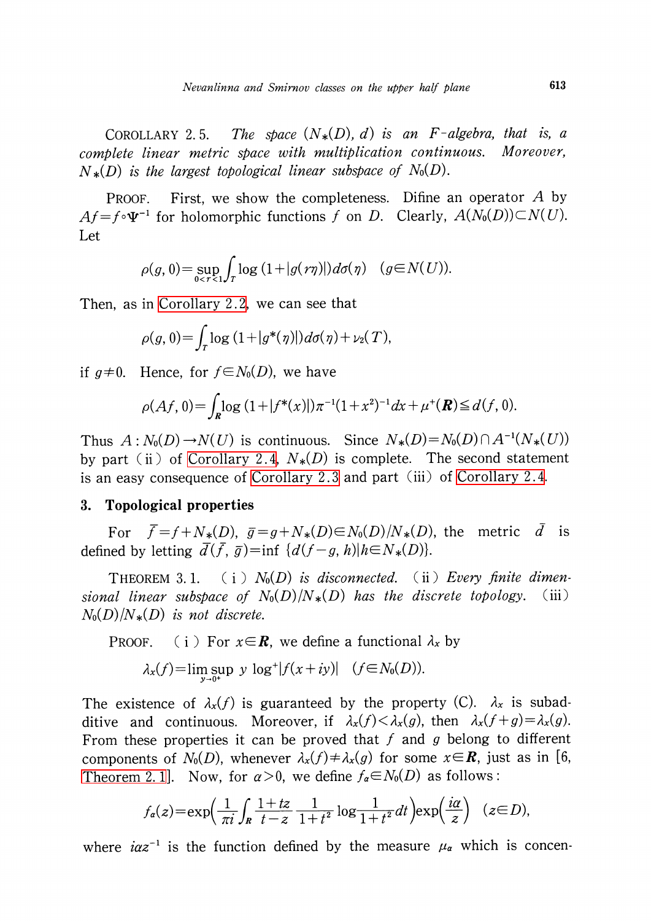COROLLARY 2.5. *The space $(N_*(D), d)$ is an $F$-algebra, that is, a complete linear metric space with multiplication continuous. Moreover, $N_*(D)$ is the largest topological linear subspace of $N_0(D)$.*

PROOF. First, we show the completeness. Difine an operator $A$ by $Af = f\circ\Psi^{-1}$ for holomorphic functions $f$ on $D$. Clearly, $A(N_0(D))\subset N(U)$. Let

$$\rho(g, 0) = \sup_{0<r<1}\int_T \log(1+|g(r\eta)|)d\sigma(\eta) \quad (g\in N(U)).$$

Then, as in Corollary 2.2, we can see that

$$\rho(g, 0) = \int_T \log(1+|g^*(\eta)|)d\sigma(\eta) + \nu_2(T),$$

if $g\neq 0$. Hence, for $f\in N_0(D)$, we have

$$\rho(Af, 0) = \int_{\boldsymbol{R}} \log(1+|f^*(x)|)\pi^{-1}(1+x^2)^{-1}dx + \mu^+(\boldsymbol{R}) \leqq d(f, 0).$$

Thus $A: N_0(D)\to N(U)$ is continuous. Since $N_*(D) = N_0(D)\cap A^{-1}(N_*(U))$ by part (ii) of Corollary 2.4, $N_*(D)$ is complete. The second statement is an easy consequence of Corollary 2.3 and part (iii) of Corollary 2.4.

## 3. Topological properties

For $\bar{f} = f + N_*(D)$, $\bar{g} = g + N_*(D)\in N_0(D)/N_*(D)$, the metric $\bar{d}$ is defined by letting $\bar{d}(\bar{f}, \bar{g}) = \inf\{d(f-g, h)\,|\,h\in N_*(D)\}$.

THEOREM 3.1. (i) *$N_0(D)$ is disconnected.* (ii) *Every finite dimensional linear subspace of $N_0(D)/N_*(D)$ has the discrete topology.* (iii) *$N_0(D)/N_*(D)$ is not discrete.*

PROOF. (i) For $x\in\boldsymbol{R}$, we define a functional $\lambda_x$ by

$$\lambda_x(f) = \limsup_{y\to 0^+} y\log^+|f(x+iy)| \quad (f\in N_0(D)).$$

The existence of $\lambda_x(f)$ is guaranteed by the property (C). $\lambda_x$ is subadditive and continuous. Moreover, if $\lambda_x(f)<\lambda_x(g)$, then $\lambda_x(f+g) = \lambda_x(g)$. From these properties it can be proved that $f$ and $g$ belong to different components of $N_0(D)$, whenever $\lambda_x(f)\neq\lambda_x(g)$ for some $x\in\boldsymbol{R}$, just as in [6, Theorem 2.1]. Now, for $\alpha>0$, we define $f_\alpha\in N_0(D)$ as follows:

$$f_\alpha(z) = \exp\left(\frac{1}{\pi i}\int_{\boldsymbol{R}}\frac{1+tz}{t-z}\,\frac{1}{1+t^2}\log\frac{1}{1+t^2}dt\right)\exp\left(\frac{i\alpha}{z}\right) \quad (z\in D),$$

where $i\alpha z^{-1}$ is the function defined by the measure $\mu_\alpha$ which is concen-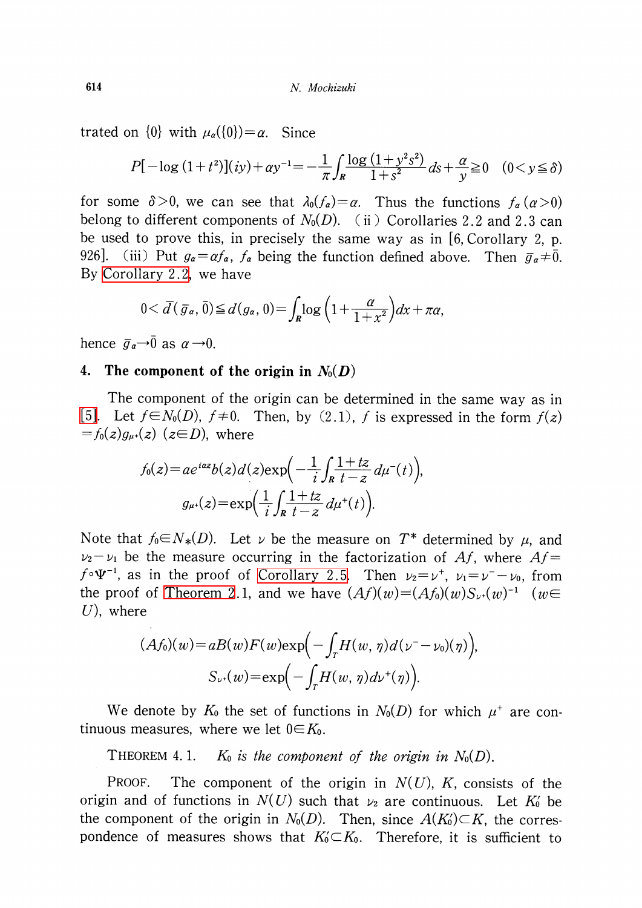trated on $\{0\}$ with $\mu_\alpha(\{0\})=\alpha$. Since

$$P[-\log(1+t^2)](iy)+\alpha y^{-1}=-\frac{1}{\pi}\int_R \frac{\log(1+y^2s^2)}{1+s^2}ds+\frac{\alpha}{y}\geqq 0 \quad (0<y\leqq\delta)$$

for some $\delta>0$, we can see that $\lambda_0(f_\alpha)=\alpha$. Thus the functions $f_\alpha$ $(\alpha>0)$ belong to different components of $N_0(D)$. (ii) Corollaries 2.2 and 2.3 can be used to prove this, in precisely the same way as in [6, Corollary 2, p. 926]. (iii) Put $g_\alpha=\alpha f_\alpha$, $f_\alpha$ being the function defined above. Then $\bar{g}_\alpha\neq\bar{0}$. By Corollary 2.2, we have

$$0<\bar{d}(\bar{g}_\alpha,\bar{0})\leqq d(g_\alpha,0)=\int_R \log\left(1+\frac{\alpha}{1+x^2}\right)dx+\pi\alpha,$$

hence $\bar{g}_\alpha\to\bar{0}$ as $\alpha\to 0$.

## 4. The component of the origin in $N_0(D)$

The component of the origin can be determined in the same way as in [5]. Let $f\in N_0(D)$, $f\neq 0$. Then, by (2.1), $f$ is expressed in the form $f(z)=f_0(z)g_{\mu^+}(z)$ $(z\in D)$, where

$$f_0(z)=ae^{i\alpha z}b(z)d(z)\exp\left(-\frac{1}{i}\int_R \frac{1+tz}{t-z}d\mu^-(t)\right),$$

$$g_{\mu^+}(z)=\exp\left(\frac{1}{i}\int_R \frac{1+tz}{t-z}d\mu^+(t)\right).$$

Note that $f_0\in N_*(D)$. Let $\nu$ be the measure on $T^*$ determined by $\mu$, and $\nu_2-\nu_1$ be the measure occurring in the factorization of $Af$, where $Af=f\circ\Psi^{-1}$, as in the proof of Corollary 2.5. Then $\nu_2=\nu^+$, $\nu_1=\nu^--\nu_0$, from the proof of Theorem 2.1, and we have $(Af)(w)=(Af_0)(w)S_{\nu^+}(w)^{-1}$ $(w\in U)$, where

$$(Af_0)(w)=aB(w)F(w)\exp\left(-\int_T H(w,\eta)d(\nu^--\nu_0)(\eta)\right),$$

$$S_{\nu^+}(w)=\exp\left(-\int_T H(w,\eta)d\nu^+(\eta)\right).$$

We denote by $K_0$ the set of functions in $N_0(D)$ for which $\mu^+$ are continuous measures, where we let $0\in K_0$.

THEOREM 4.1. *$K_0$ is the component of the origin in $N_0(D)$.*

PROOF. The component of the origin in $N(U)$, $K$, consists of the origin and of functions in $N(U)$ such that $\nu_2$ are continuous. Let $K_0'$ be the component of the origin in $N_0(D)$. Then, since $A(K_0')\subset K$, the correspondence of measures shows that $K_0'\subset K_0$. Therefore, it is sufficient to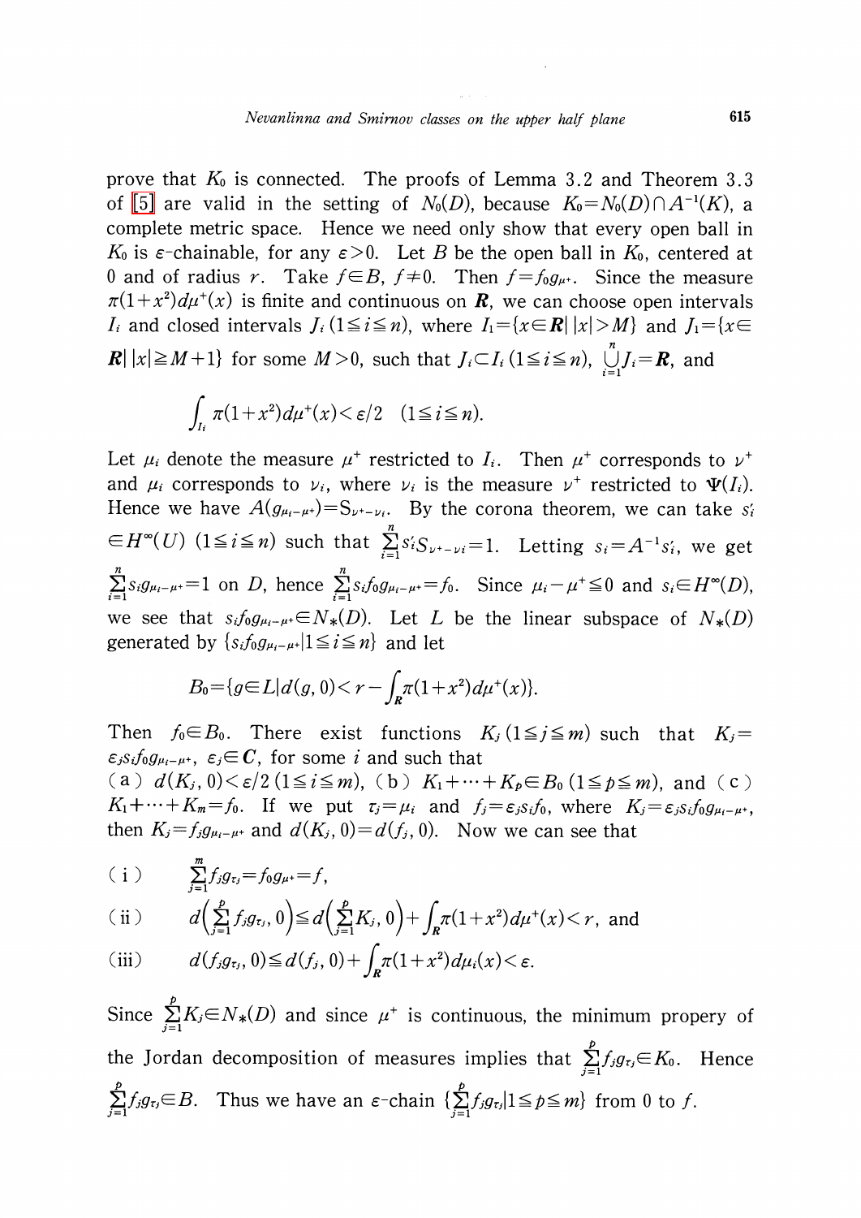prove that $K_0$ is connected. The proofs of Lemma 3.2 and Theorem 3.3 of [5] are valid in the setting of $N_0(D)$, because $K_0=N_0(D)\cap A^{-1}(K)$, a complete metric space. Hence we need only show that every open ball in $K_0$ is $\varepsilon$-chainable, for any $\varepsilon>0$. Let $B$ be the open ball in $K_0$, centered at 0 and of radius $r$. Take $f\in B$, $f\neq 0$. Then $f=f_0 g_{\mu^+}$. Since the measure $\pi(1+x^2)d\mu^+(x)$ is finite and continuous on $\boldsymbol{R}$, we can choose open intervals $I_i$ and closed intervals $J_i$ $(1\leqq i\leqq n)$, where $I_1=\{x\in\boldsymbol{R}\,|\,|x|>M\}$ and $J_1=\{x\in\boldsymbol{R}\,|\,|x|\geqq M+1\}$ for some $M>0$, such that $J_i\subset I_i$ $(1\leqq i\leqq n)$, $\bigcup_{i=1}^{n} J_i=\boldsymbol{R}$, and

$$\int_{I_i}\pi(1+x^2)d\mu^+(x)<\varepsilon/2 \quad (1\leqq i\leqq n).$$

Let $\mu_i$ denote the measure $\mu^+$ restricted to $I_i$. Then $\mu^+$ corresponds to $\nu^+$ and $\mu_i$ corresponds to $\nu_i$, where $\nu_i$ is the measure $\nu^+$ restricted to $\Psi(I_i)$. Hence we have $A(g_{\mu_i-\mu^+})=S_{\nu^+-\nu_i}$. By the corona theorem, we can take $s'_i\in H^\infty(U)$ $(1\leqq i\leqq n)$ such that $\sum_{i=1}^{n}s'_i S_{\nu^+-\nu_i}=1$. Letting $s_i=A^{-1}s'_i$, we get $\sum_{i=1}^{n}s_i g_{\mu_i-\mu^+}=1$ on $D$, hence $\sum_{i=1}^{n}s_i f_0 g_{\mu_i-\mu^+}=f_0$. Since $\mu_i-\mu^+\leqq 0$ and $s_i\in H^\infty(D)$, we see that $s_i f_0 g_{\mu_i-\mu^+}\in N_*(D)$. Let $L$ be the linear subspace of $N_*(D)$ generated by $\{s_i f_0 g_{\mu_i-\mu^+}|1\leqq i\leqq n\}$ and let

$$B_0=\{g\in L|d(g,0)<r-\int_{\boldsymbol{R}}\pi(1+x^2)d\mu^+(x)\}.$$

Then $f_0\in B_0$. There exist functions $K_j$ $(1\leqq j\leqq m)$ such that $K_j=\varepsilon_j s_i f_0 g_{\mu_i-\mu^+}$, $\varepsilon_j\in\boldsymbol{C}$, for some $i$ and such that
(a) $d(K_j,0)<\varepsilon/2$ $(1\leqq i\leqq m)$, (b) $K_1+\cdots+K_p\in B_0$ $(1\leqq p\leqq m)$, and (c) $K_1+\cdots+K_m=f_0$. If we put $\tau_j=\mu_i$ and $f_j=\varepsilon_j s_i f_0$, where $K_j=\varepsilon_j s_i f_0 g_{\mu_i-\mu^+}$, then $K_j=f_j g_{\mu_i-\mu^+}$ and $d(K_j,0)=d(f_j,0)$. Now we can see that

(i) $\displaystyle\sum_{j=1}^{m}f_j g_{\tau_j}=f_0 g_{\mu^+}=f$,

(ii) $\displaystyle d\Big(\sum_{j=1}^{p}f_j g_{\tau_j},0\Big)\leqq d\Big(\sum_{j=1}^{p}K_j,0\Big)+\int_{\boldsymbol{R}}\pi(1+x^2)d\mu^+(x)<r$, and

(iii) $\displaystyle d(f_j g_{\tau_j},0)\leqq d(f_j,0)+\int_{\boldsymbol{R}}\pi(1+x^2)d\mu_i(x)<\varepsilon$.

Since $\sum_{j=1}^{p}K_j\in N_*(D)$ and since $\mu^+$ is continuous, the minimum propery of the Jordan decomposition of measures implies that $\sum_{j=1}^{p}f_j g_{\tau_j}\in K_0$. Hence $\sum_{j=1}^{p}f_j g_{\tau_j}\in B$. Thus we have an $\varepsilon$-chain $\{\sum_{j=1}^{p}f_j g_{\tau_j}|1\leqq p\leqq m\}$ from 0 to $f$.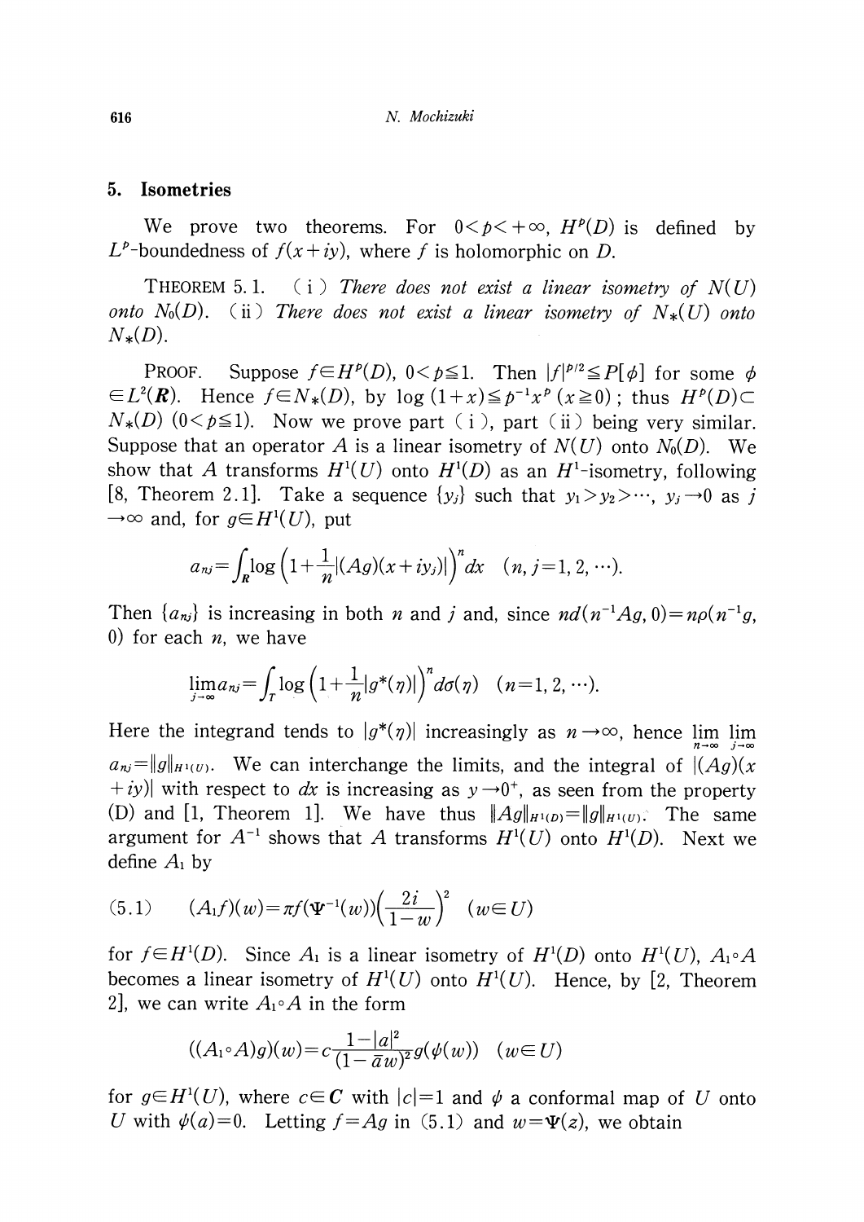## 5. Isometries

We prove two theorems. For $0<p<+\infty$, $H^p(D)$ is defined by $L^p$-boundedness of $f(x+iy)$, where $f$ is holomorphic on $D$.

THEOREM 5.1. (i) *There does not exist a linear isometry of* $N(U)$ *onto* $N_0(D)$. (ii) *There does not exist a linear isometry of* $N_*(U)$ *onto* $N_*(D)$.

PROOF. Suppose $f\in H^p(D)$, $0<p\leqq 1$. Then $|f|^{p/2}\leqq P[\phi]$ for some $\phi\in L^2(\boldsymbol{R})$. Hence $f\in N_*(D)$, by $\log(1+x)\leqq p^{-1}x^p$ $(x\geqq 0)$; thus $H^p(D)\subset N_*(D)$ $(0<p\leqq 1)$. Now we prove part (i), part (ii) being very similar. Suppose that an operator $A$ is a linear isometry of $N(U)$ onto $N_0(D)$. We show that $A$ transforms $H^1(U)$ onto $H^1(D)$ as an $H^1$-isometry, following [8, Theorem 2.1]. Take a sequence $\{y_j\}$ such that $y_1>y_2>\cdots$, $y_j\to 0$ as $j\to\infty$ and, for $g\in H^1(U)$, put

$$a_{nj}=\int_{\boldsymbol{R}}\log\left(1+\frac{1}{n}|(Ag)(x+iy_j)|\right)^n dx \quad (n, j=1, 2, \cdots).$$

Then $\{a_{nj}\}$ is increasing in both $n$ and $j$ and, since $nd(n^{-1}Ag, 0)=n\rho(n^{-1}g, 0)$ for each $n$, we have

$$\lim_{j\to\infty}a_{nj}=\int_T\log\left(1+\frac{1}{n}|g^*(\eta)|\right)^n d\sigma(\eta) \quad (n=1, 2, \cdots).$$

Here the integrand tends to $|g^*(\eta)|$ increasingly as $n\to\infty$, hence $\lim_{n\to\infty}\lim_{j\to\infty}a_{nj}=\|g\|_{H^1(U)}$. We can interchange the limits, and the integral of $|(Ag)(x+iy)|$ with respect to $dx$ is increasing as $y\to 0^+$, as seen from the property (D) and [1, Theorem 1]. We have thus $\|Ag\|_{H^1(D)}=\|g\|_{H^1(U)}$. The same argument for $A^{-1}$ shows that $A$ transforms $H^1(U)$ onto $H^1(D)$. Next we define $A_1$ by

$$(5.1)\qquad (A_1f)(w)=\pi f(\Psi^{-1}(w))\left(\frac{2i}{1-w}\right)^2 \quad (w\in U)$$

for $f\in H^1(D)$. Since $A_1$ is a linear isometry of $H^1(D)$ onto $H^1(U)$, $A_1\circ A$ becomes a linear isometry of $H^1(U)$ onto $H^1(U)$. Hence, by [2, Theorem 2], we can write $A_1\circ A$ in the form

$$((A_1\circ A)g)(w)=c\frac{1-|a|^2}{(1-\bar{a}w)^2}g(\phi(w)) \quad (w\in U)$$

for $g\in H^1(U)$, where $c\in\boldsymbol{C}$ with $|c|=1$ and $\phi$ a conformal map of $U$ onto $U$ with $\phi(a)=0$. Letting $f=Ag$ in (5.1) and $w=\Psi(z)$, we obtain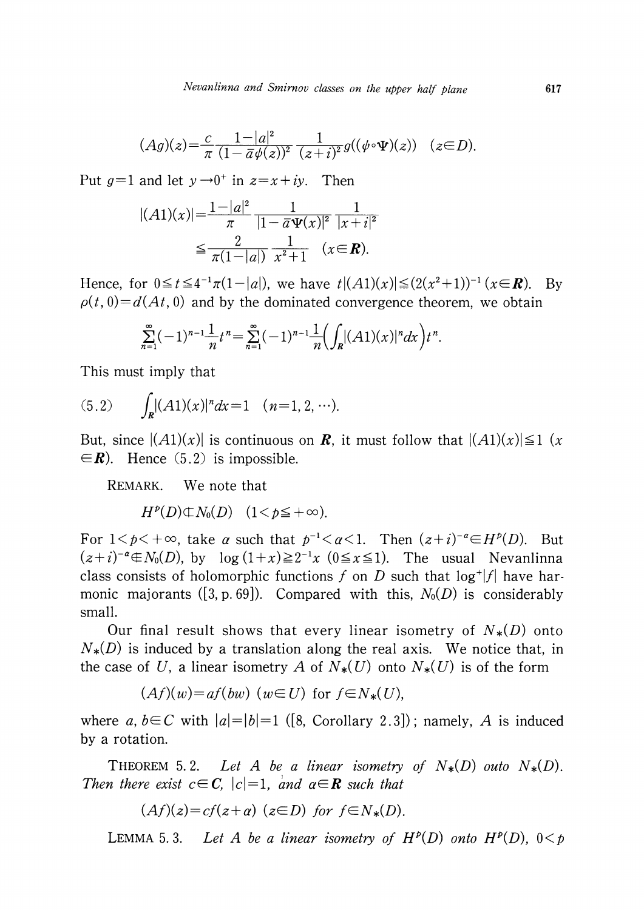$$(Ag)(z)=\frac{c}{\pi}\frac{1-|a|^2}{(1-\bar{a}\psi(z))^2}\frac{1}{(z+i)^2}g((\psi\circ\Psi)(z))\quad(z\in D).$$

Put $g=1$ and let $y\to 0^+$ in $z=x+iy$. Then

$$\begin{aligned}|(A1)(x)|&=\frac{1-|a|^2}{\pi}\frac{1}{|1-\bar{a}\Psi(x)|^2}\frac{1}{|x+i|^2}\\&\leqq\frac{2}{\pi(1-|a|)}\frac{1}{x^2+1}\quad(x\in\boldsymbol{R}).\end{aligned}$$

Hence, for $0\leqq t\leqq 4^{-1}\pi(1-|a|)$, we have $t|(A1)(x)|\leqq(2(x^2+1))^{-1}\,(x\in\boldsymbol{R})$. By $\rho(t,0)=d(At,0)$ and by the dominated convergence theorem, we obtain

$$\sum_{n=1}^{\infty}(-1)^{n-1}\frac{1}{n}t^n=\sum_{n=1}^{\infty}(-1)^{n-1}\frac{1}{n}\left(\int_{\boldsymbol{R}}|(A1)(x)|^n dx\right)t^n.$$

This must imply that

$$\int_{\boldsymbol{R}}|(A1)(x)|^n dx=1\quad(n=1,2,\cdots).\tag{5.2}$$

But, since $|(A1)(x)|$ is continuous on $\boldsymbol{R}$, it must follow that $|(A1)(x)|\leqq 1$ ($x\in\boldsymbol{R}$). Hence (5.2) is impossible.

REMARK. We note that

$$H^p(D)\not\subset N_0(D)\quad(1<p\leqq+\infty).$$

For $1<p<+\infty$, take $\alpha$ such that $p^{-1}<\alpha<1$. Then $(z+i)^{-\alpha}\in H^p(D)$. But $(z+i)^{-\alpha}\notin N_0(D)$, by $\log(1+x)\geqq 2^{-1}x$ $(0\leqq x\leqq 1)$. The usual Nevanlinna class consists of holomorphic functions $f$ on $D$ such that $\log^+|f|$ have harmonic majorants ([3, p. 69]). Compared with this, $N_0(D)$ is considerably small.

Our final result shows that every linear isometry of $N_*(D)$ onto $N_*(D)$ is induced by a translation along the real axis. We notice that, in the case of $U$, a linear isometry $A$ of $N_*(U)$ onto $N_*(U)$ is of the form

$$(Af)(w)=af(bw)\ (w\in U)\ \text{for}\ f\in N_*(U),$$

where $a,b\in\boldsymbol{C}$ with $|a|=|b|=1$ ([8, Corollary 2.3]); namely, $A$ is induced by a rotation.

THEOREM 5.2. *Let $A$ be a linear isometry of $N_*(D)$ outo $N_*(D)$. Then there exist $c\in\boldsymbol{C}$, $|c|=1$, and $\alpha\in\boldsymbol{R}$ such that*

$$(Af)(z)=cf(z+\alpha)\ (z\in D)\ \textit{for}\ f\in N_*(D).$$

LEMMA 5.3. *Let $A$ be a linear isometry of $H^p(D)$ onto $H^p(D)$, $0<p$*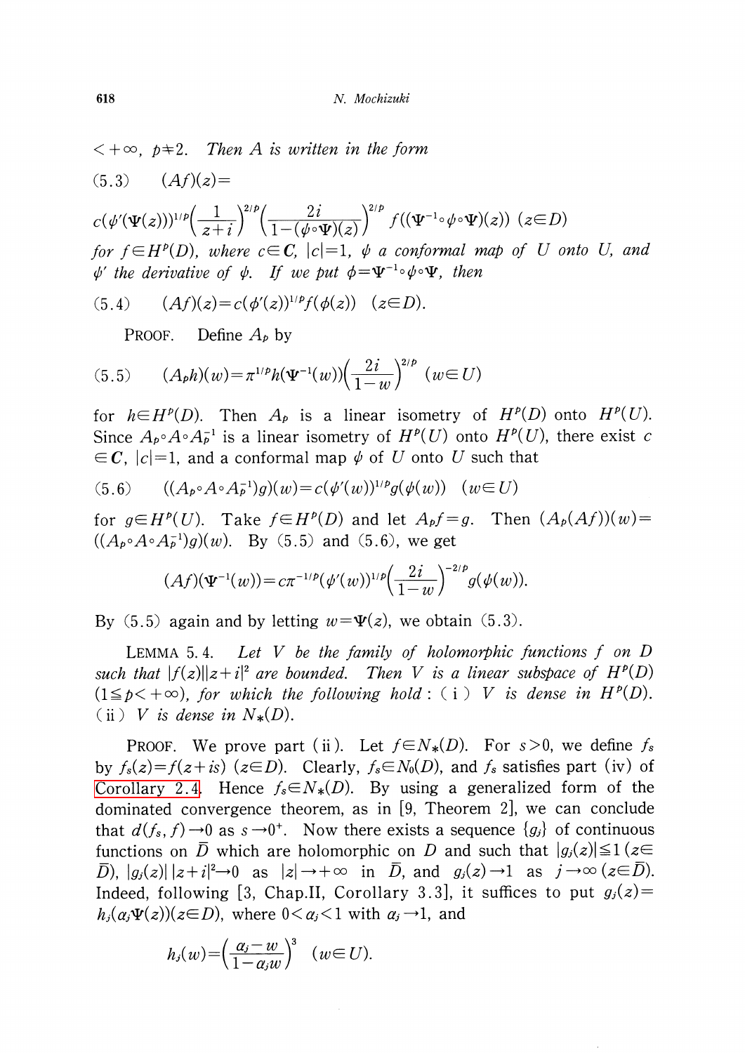$<+\infty$, $p\neq 2$. *Then $A$ is written in the form*

(5.3) $\quad (Af)(z)=$

$$c(\psi'(\Psi(z)))^{1/p}\left(\frac{1}{z+i}\right)^{2/p}\left(\frac{2i}{1-(\psi\circ\Psi)(z)}\right)^{2/p} f((\Psi^{-1}\circ\psi\circ\Psi)(z)) \ (z\in D)$$

*for $f\in H^p(D)$, where $c\in \boldsymbol{C}$, $|c|=1$, $\psi$ a conformal map of $U$ onto $U$, and $\psi'$ the derivative of $\psi$. If we put $\phi=\Psi^{-1}\circ\psi\circ\Psi$, then*

(5.4) $\quad (Af)(z)=c(\phi'(z))^{1/p}f(\phi(z)) \quad (z\in D).$

PROOF. Define $A_p$ by

(5.5) $$(A_p h)(w)=\pi^{1/p}h(\Psi^{-1}(w))\left(\frac{2i}{1-w}\right)^{2/p} \ (w\in U)$$

for $h\in H^p(D)$. Then $A_p$ is a linear isometry of $H^p(D)$ onto $H^p(U)$. Since $A_p\circ A\circ A_p^{-1}$ is a linear isometry of $H^p(U)$ onto $H^p(U)$, there exist $c \in \boldsymbol{C}$, $|c|=1$, and a conformal map $\psi$ of $U$ onto $U$ such that

(5.6) $\quad ((A_p\circ A\circ A_p^{-1})g)(w)=c(\psi'(w))^{1/p}g(\psi(w)) \quad (w\in U)$

for $g\in H^p(U)$. Take $f\in H^p(D)$ and let $A_p f=g$. Then $(A_p(Af))(w)= ((A_p\circ A\circ A_p^{-1})g)(w)$. By (5.5) and (5.6), we get

$$(Af)(\Psi^{-1}(w))=c\pi^{-1/p}(\psi'(w))^{1/p}\left(\frac{2i}{1-w}\right)^{-2/p}g(\psi(w)).$$

By (5.5) again and by letting $w=\Psi(z)$, we obtain (5.3).

LEMMA 5.4. *Let $V$ be the family of holomorphic functions $f$ on $D$ such that $|f(z)||z+i|^2$ are bounded. Then $V$ is a linear subspace of $H^p(D)$ $(1\leq p<+\infty)$, for which the following hold*: (i) *$V$ is dense in $H^p(D)$.* (ii) *$V$ is dense in $N_*(D)$.*

PROOF. We prove part (ii). Let $f\in N_*(D)$. For $s>0$, we define $f_s$ by $f_s(z)=f(z+is)$ $(z\in D)$. Clearly, $f_s\in N_0(D)$, and $f_s$ satisfies part (iv) of Corollary 2.4. Hence $f_s\in N_*(D)$. By using a generalized form of the dominated convergence theorem, as in [9, Theorem 2], we can conclude that $d(f_s, f)\to 0$ as $s\to 0^+$. Now there exists a sequence $\{g_j\}$ of continuous functions on $\bar{D}$ which are holomorphic on $D$ and such that $|g_j(z)|\leq 1$ $(z\in \bar{D})$, $|g_j(z)|\,|z+i|^2\to 0$ as $|z|\to+\infty$ in $\bar{D}$, and $g_j(z)\to 1$ as $j\to\infty$ $(z\in\bar{D})$. Indeed, following [3, Chap.II, Corollary 3.3], it suffices to put $g_j(z)= h_j(a_j\Psi(z))(z\in D)$, where $0<a_j<1$ with $a_j\to 1$, and

$$h_j(w)=\left(\frac{a_j-w}{1-a_j w}\right)^3 \quad (w\in U).$$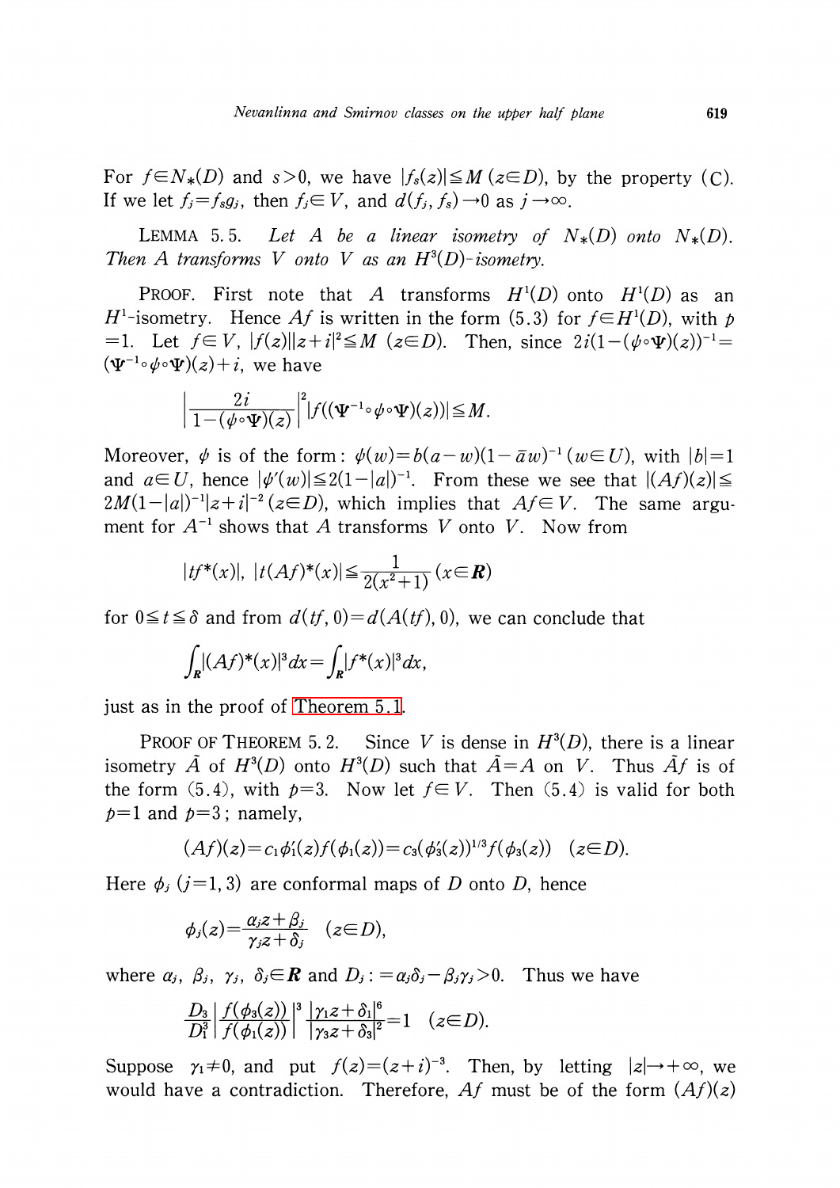For $f \in N_*(D)$ and $s>0$, we have $|f_s(z)| \leqq M$ $(z \in D)$, by the property (C). If we let $f_j = f_s g_j$, then $f_j \in V$, and $d(f_j, f_s) \to 0$ as $j \to \infty$.

LEMMA 5.5. *Let $A$ be a linear isometry of $N_*(D)$ onto $N_*(D)$. Then $A$ transforms $V$ onto $V$ as an $H^3(D)$-isometry.*

PROOF. First note that $A$ transforms $H^1(D)$ onto $H^1(D)$ as an $H^1$-isometry. Hence $Af$ is written in the form (5.3) for $f \in H^1(D)$, with $p=1$. Let $f \in V$, $|f(z)||z+i|^2 \leqq M$ $(z \in D)$. Then, since $2i(1-(\psi \circ \Psi)(z))^{-1} = (\Psi^{-1} \circ \psi \circ \Psi)(z) + i$, we have

$$\left| \frac{2i}{1-(\psi \circ \Psi)(z)} \right|^2 |f((\Psi^{-1} \circ \psi \circ \Psi)(z))| \leqq M.$$

Moreover, $\psi$ is of the form: $\psi(w) = b(a-w)(1-\bar{a}w)^{-1}$ $(w \in U)$, with $|b|=1$ and $a \in U$, hence $|\psi'(w)| \leqq 2(1-|a|)^{-1}$. From these we see that $|(Af)(z)| \leqq 2M(1-|a|)^{-1}|z+i|^{-2}$ $(z \in D)$, which implies that $Af \in V$. The same argument for $A^{-1}$ shows that $A$ transforms $V$ onto $V$. Now from

$$|tf^*(x)|,\ |t(Af)^*(x)| \leqq \frac{1}{2(x^2+1)} \quad (x \in \boldsymbol{R})$$

for $0 \leqq t \leqq \delta$ and from $d(tf, 0) = d(A(tf), 0)$, we can conclude that

$$\int_{\boldsymbol{R}} |(Af)^*(x)|^3 dx = \int_{\boldsymbol{R}} |f^*(x)|^3 dx,$$

just as in the proof of Theorem 5.1.

PROOF OF THEOREM 5.2. Since $V$ is dense in $H^3(D)$, there is a linear isometry $\tilde{A}$ of $H^3(D)$ onto $H^3(D)$ such that $\tilde{A} = A$ on $V$. Thus $\tilde{A}f$ is of the form (5.4), with $p=3$. Now let $f \in V$. Then (5.4) is valid for both $p=1$ and $p=3$; namely,

$$(Af)(z) = c_1 \phi_1'(z) f(\phi_1(z)) = c_3 (\phi_3'(z))^{1/3} f(\phi_3(z)) \quad (z \in D).$$

Here $\phi_j$ $(j=1, 3)$ are conformal maps of $D$ onto $D$, hence

$$\phi_j(z) = \frac{\alpha_j z + \beta_j}{\gamma_j z + \delta_j} \quad (z \in D),$$

where $\alpha_j, \beta_j, \gamma_j, \delta_j \in \boldsymbol{R}$ and $D_j := \alpha_j \delta_j - \beta_j \gamma_j > 0$. Thus we have

$$\frac{D_3}{D_1^3} \left| \frac{f(\phi_3(z))}{f(\phi_1(z))} \right|^3 \frac{|\gamma_1 z + \delta_1|^6}{|\gamma_3 z + \delta_3|^2} = 1 \quad (z \in D).$$

Suppose $\gamma_1 \neq 0$, and put $f(z) = (z+i)^{-3}$. Then, by letting $|z| \to +\infty$, we would have a contradiction. Therefore, $Af$ must be of the form $(Af)(z)$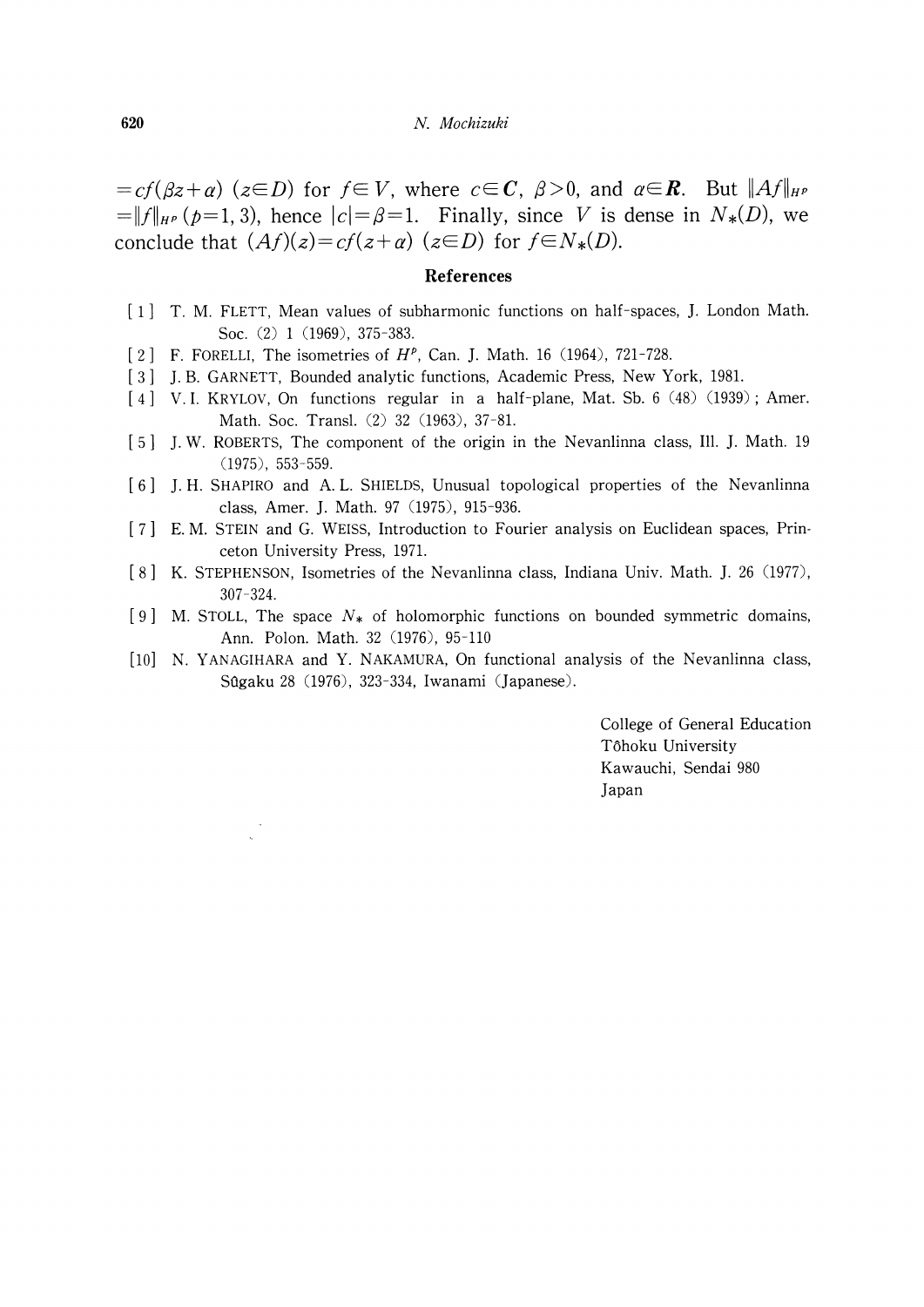$=cf(\beta z+\alpha)$ $(z\in D)$ for $f\in V$, where $c\in \boldsymbol{C}$, $\beta>0$, and $\alpha\in \boldsymbol{R}$. But $\|Af\|_{H^p}=\|f\|_{H^p}$ $(p=1, 3)$, hence $|c|=\beta=1$. Finally, since $V$ is dense in $N_*(D)$, we conclude that $(Af)(z)=cf(z+\alpha)$ $(z\in D)$ for $f\in N_*(D)$.

## References

[1] T. M. FLETT, Mean values of subharmonic functions on half-spaces, J. London Math. Soc. (2) 1 (1969), 375-383.

[2] F. FORELLI, The isometries of $H^p$, Can. J. Math. 16 (1964), 721-728.

[3] J. B. GARNETT, Bounded analytic functions, Academic Press, New York, 1981.

[4] V. I. KRYLOV, On functions regular in a half-plane, Mat. Sb. 6 (48) (1939); Amer. Math. Soc. Transl. (2) 32 (1963), 37-81.

[5] J. W. ROBERTS, The component of the origin in the Nevanlinna class, Ill. J. Math. 19 (1975), 553-559.

[6] J. H. SHAPIRO and A. L. SHIELDS, Unusual topological properties of the Nevanlinna class, Amer. J. Math. 97 (1975), 915-936.

[7] E. M. STEIN and G. WEISS, Introduction to Fourier analysis on Euclidean spaces, Princeton University Press, 1971.

[8] K. STEPHENSON, Isometries of the Nevanlinna class, Indiana Univ. Math. J. 26 (1977), 307-324.

[9] M. STOLL, The space $N_*$ of holomorphic functions on bounded symmetric domains, Ann. Polon. Math. 32 (1976), 95-110

[10] N. YANAGIHARA and Y. NAKAMURA, On functional analysis of the Nevanlinna class, Sûgaku 28 (1976), 323-334, Iwanami (Japanese).

College of General Education
Tôhoku University
Kawauchi, Sendai 980
Japan